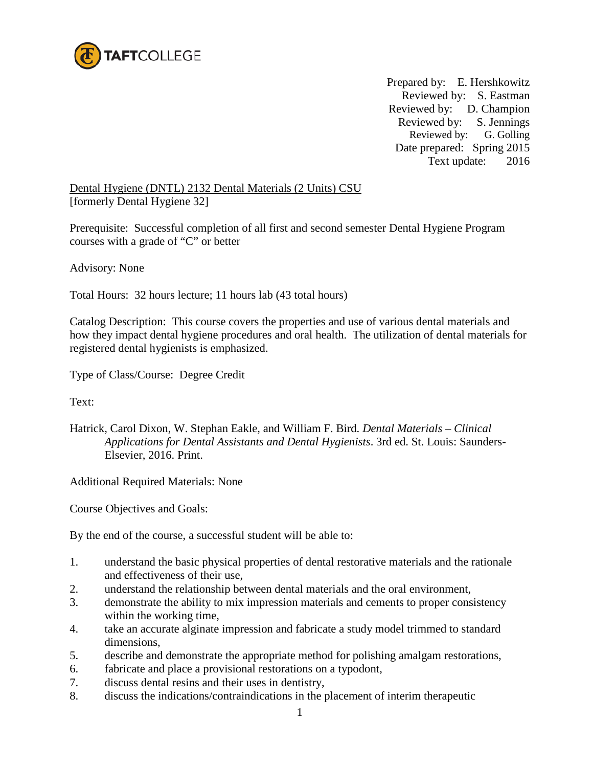TAFTCOLLEGE

Prepared by: E. Hershkowitz
Reviewed by: S. Eastman
Reviewed by: D. Champion
Reviewed by: S. Jennings
Reviewed by: G. Golling
Date prepared: Spring 2015
Text update: 2016

Dental Hygiene (DNTL) 2132 Dental Materials (2 Units) CSU
[formerly Dental Hygiene 32]

Prerequisite: Successful completion of all first and second semester Dental Hygiene Program courses with a grade of "C" or better

Advisory: None

Total Hours: 32 hours lecture; 11 hours lab (43 total hours)

Catalog Description: This course covers the properties and use of various dental materials and how they impact dental hygiene procedures and oral health. The utilization of dental materials for registered dental hygienists is emphasized.

Type of Class/Course: Degree Credit

Text:

Hatrick, Carol Dixon, W. Stephan Eakle, and William F. Bird. *Dental Materials – Clinical Applications for Dental Assistants and Dental Hygienists*. 3rd ed. St. Louis: Saunders-Elsevier, 2016. Print.

Additional Required Materials: None

Course Objectives and Goals:

By the end of the course, a successful student will be able to:

1. understand the basic physical properties of dental restorative materials and the rationale and effectiveness of their use,
2. understand the relationship between dental materials and the oral environment,
3. demonstrate the ability to mix impression materials and cements to proper consistency within the working time,
4. take an accurate alginate impression and fabricate a study model trimmed to standard dimensions,
5. describe and demonstrate the appropriate method for polishing amalgam restorations,
6. fabricate and place a provisional restorations on a typodont,
7. discuss dental resins and their uses in dentistry,
8. discuss the indications/contraindications in the placement of interim therapeutic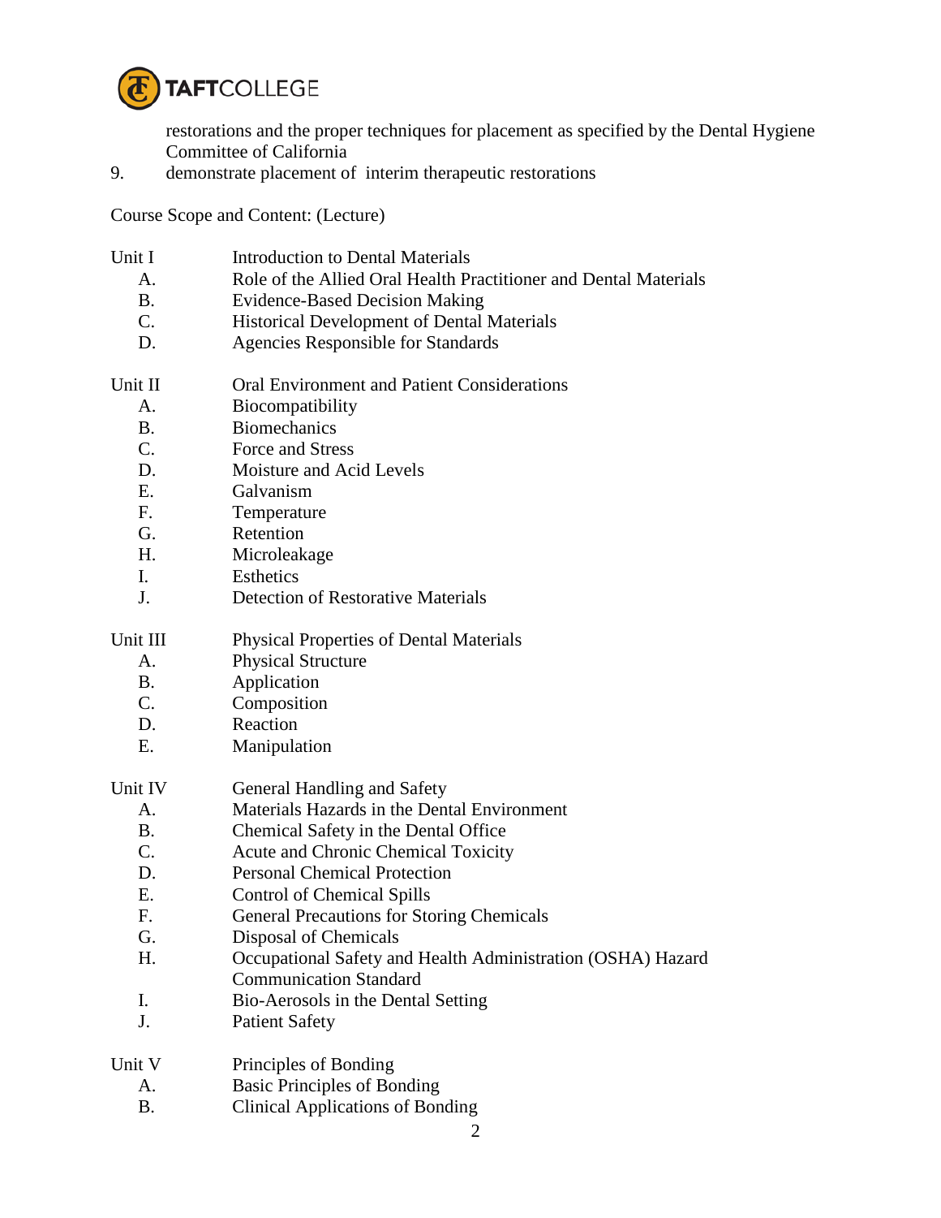restorations and the proper techniques for placement as specified by the Dental Hygiene Committee of California

9. demonstrate placement of interim therapeutic restorations

Course Scope and Content: (Lecture)

Unit I Introduction to Dental Materials

- A. Role of the Allied Oral Health Practitioner and Dental Materials
- B. Evidence-Based Decision Making
- C. Historical Development of Dental Materials
- D. Agencies Responsible for Standards

Unit II Oral Environment and Patient Considerations

- A. Biocompatibility
- B. Biomechanics
- C. Force and Stress
- D. Moisture and Acid Levels
- E. Galvanism
- F. Temperature
- G. Retention
- H. Microleakage
- I. Esthetics
- J. Detection of Restorative Materials

Unit III Physical Properties of Dental Materials

- A. Physical Structure
- B. Application
- C. Composition
- D. Reaction
- E. Manipulation

Unit IV General Handling and Safety

- A. Materials Hazards in the Dental Environment
- B. Chemical Safety in the Dental Office
- C. Acute and Chronic Chemical Toxicity
- D. Personal Chemical Protection
- E. Control of Chemical Spills
- F. General Precautions for Storing Chemicals
- G. Disposal of Chemicals
- H. Occupational Safety and Health Administration (OSHA) Hazard Communication Standard
- I. Bio-Aerosols in the Dental Setting
- J. Patient Safety

Unit V Principles of Bonding

- A. Basic Principles of Bonding
- B. Clinical Applications of Bonding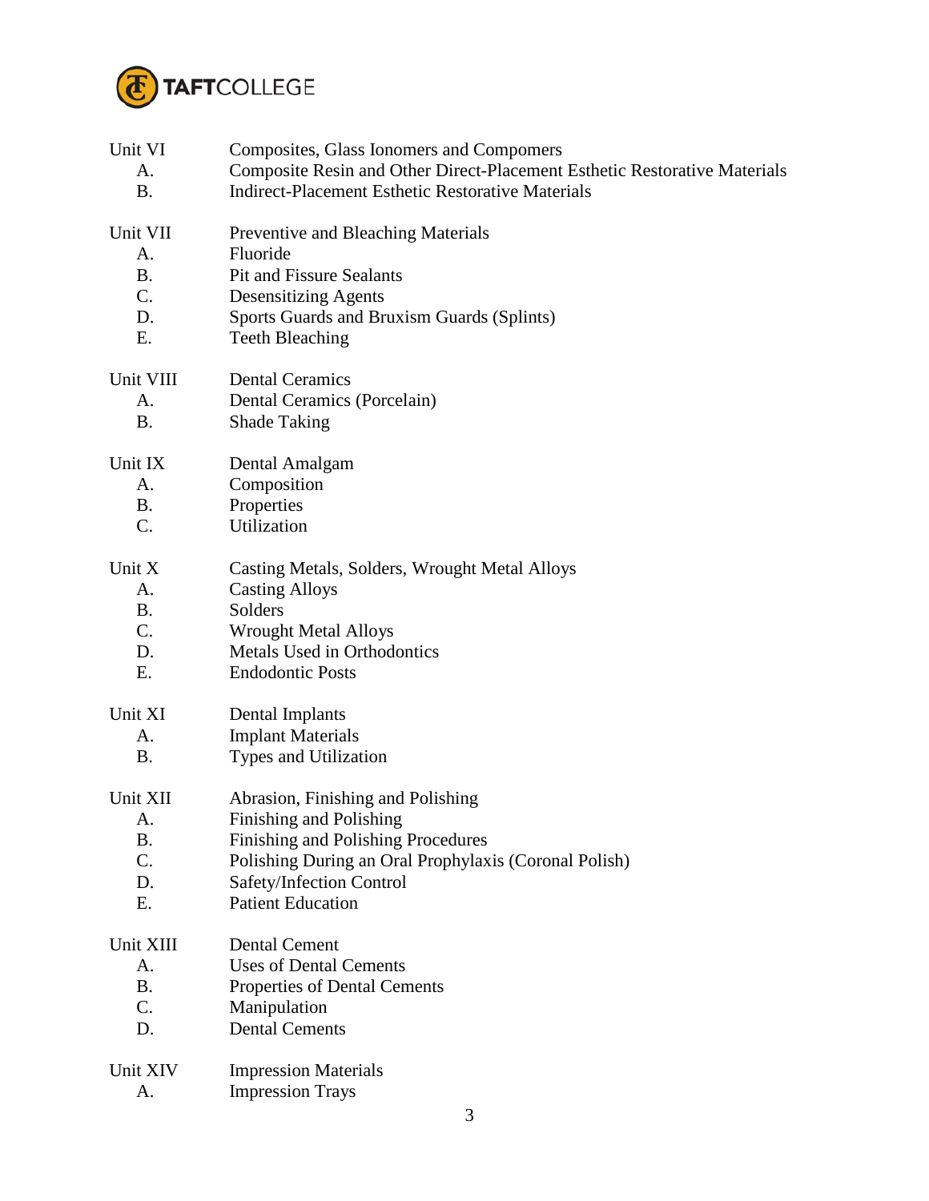Unit VI Composites, Glass Ionomers and Compomers
- A. Composite Resin and Other Direct-Placement Esthetic Restorative Materials
- B. Indirect-Placement Esthetic Restorative Materials

Unit VII Preventive and Bleaching Materials
- A. Fluoride
- B. Pit and Fissure Sealants
- C. Desensitizing Agents
- D. Sports Guards and Bruxism Guards (Splints)
- E. Teeth Bleaching

Unit VIII Dental Ceramics
- A. Dental Ceramics (Porcelain)
- B. Shade Taking

Unit IX Dental Amalgam
- A. Composition
- B. Properties
- C. Utilization

Unit X Casting Metals, Solders, Wrought Metal Alloys
- A. Casting Alloys
- B. Solders
- C. Wrought Metal Alloys
- D. Metals Used in Orthodontics
- E. Endodontic Posts

Unit XI Dental Implants
- A. Implant Materials
- B. Types and Utilization

Unit XII Abrasion, Finishing and Polishing
- A. Finishing and Polishing
- B. Finishing and Polishing Procedures
- C. Polishing During an Oral Prophylaxis (Coronal Polish)
- D. Safety/Infection Control
- E. Patient Education

Unit XIII Dental Cement
- A. Uses of Dental Cements
- B. Properties of Dental Cements
- C. Manipulation
- D. Dental Cements

Unit XIV Impression Materials
- A. Impression Trays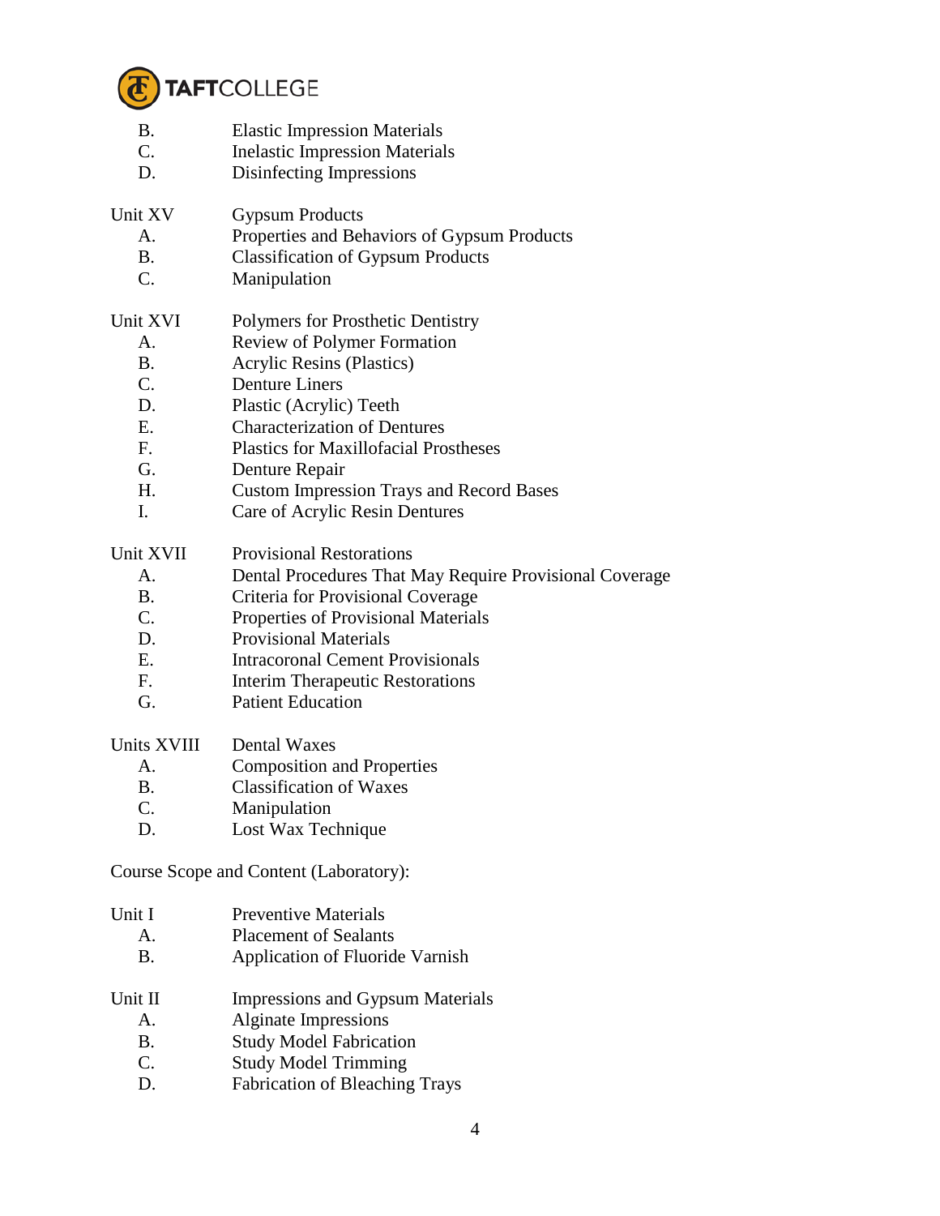B. Elastic Impression Materials
C. Inelastic Impression Materials
D. Disinfecting Impressions

Unit XV Gypsum Products
A. Properties and Behaviors of Gypsum Products
B. Classification of Gypsum Products
C. Manipulation

Unit XVI Polymers for Prosthetic Dentistry
A. Review of Polymer Formation
B. Acrylic Resins (Plastics)
C. Denture Liners
D. Plastic (Acrylic) Teeth
E. Characterization of Dentures
F. Plastics for Maxillofacial Prostheses
G. Denture Repair
H. Custom Impression Trays and Record Bases
I. Care of Acrylic Resin Dentures

Unit XVII Provisional Restorations
A. Dental Procedures That May Require Provisional Coverage
B. Criteria for Provisional Coverage
C. Properties of Provisional Materials
D. Provisional Materials
E. Intracoronal Cement Provisionals
F. Interim Therapeutic Restorations
G. Patient Education

Units XVIII Dental Waxes
A. Composition and Properties
B. Classification of Waxes
C. Manipulation
D. Lost Wax Technique

Course Scope and Content (Laboratory):

Unit I Preventive Materials
A. Placement of Sealants
B. Application of Fluoride Varnish

Unit II Impressions and Gypsum Materials
A. Alginate Impressions
B. Study Model Fabrication
C. Study Model Trimming
D. Fabrication of Bleaching Trays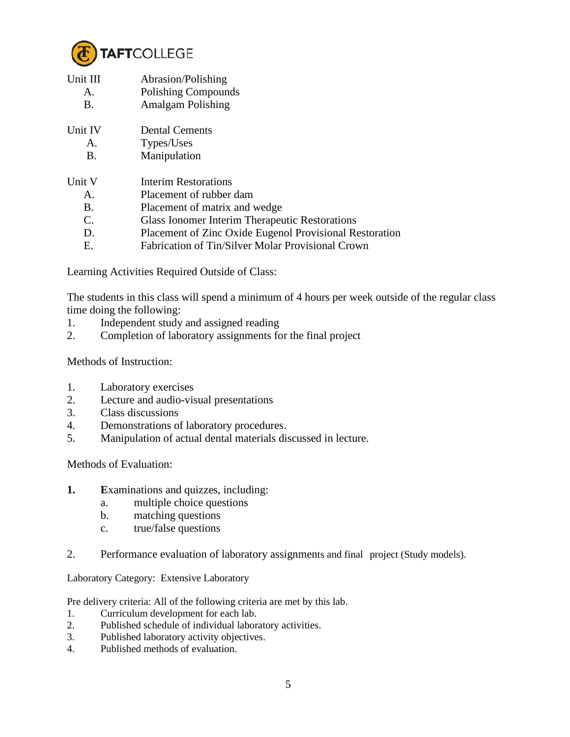Unit III Abrasion/Polishing
- A. Polishing Compounds
- B. Amalgam Polishing

Unit IV Dental Cements
- A. Types/Uses
- B. Manipulation

Unit V Interim Restorations
- A. Placement of rubber dam
- B. Placement of matrix and wedge
- C. Glass Ionomer Interim Therapeutic Restorations
- D. Placement of Zinc Oxide Eugenol Provisional Restoration
- E. Fabrication of Tin/Silver Molar Provisional Crown

Learning Activities Required Outside of Class:

The students in this class will spend a minimum of 4 hours per week outside of the regular class time doing the following:

1. Independent study and assigned reading
2. Completion of laboratory assignments for the final project

Methods of Instruction:

1. Laboratory exercises
2. Lecture and audio-visual presentations
3. Class discussions
4. Demonstrations of laboratory procedures.
5. Manipulation of actual dental materials discussed in lecture.

Methods of Evaluation:

1. Examinations and quizzes, including:
   a. multiple choice questions
   b. matching questions
   c. true/false questions

2. Performance evaluation of laboratory assignments and final project (Study models).

Laboratory Category: Extensive Laboratory

Pre delivery criteria: All of the following criteria are met by this lab.

1. Curriculum development for each lab.
2. Published schedule of individual laboratory activities.
3. Published laboratory activity objectives.
4. Published methods of evaluation.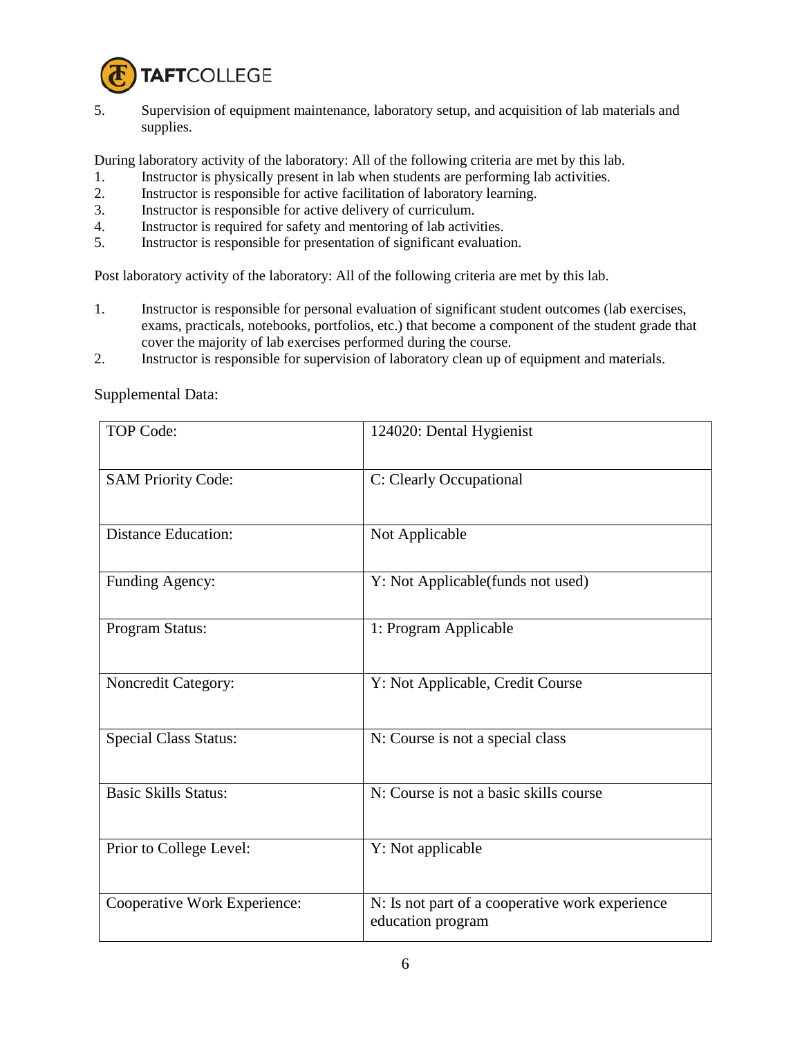5. Supervision of equipment maintenance, laboratory setup, and acquisition of lab materials and supplies.

During laboratory activity of the laboratory: All of the following criteria are met by this lab.

1. Instructor is physically present in lab when students are performing lab activities.
2. Instructor is responsible for active facilitation of laboratory learning.
3. Instructor is responsible for active delivery of curriculum.
4. Instructor is required for safety and mentoring of lab activities.
5. Instructor is responsible for presentation of significant evaluation.

Post laboratory activity of the laboratory: All of the following criteria are met by this lab.

1. Instructor is responsible for personal evaluation of significant student outcomes (lab exercises, exams, practicals, notebooks, portfolios, etc.) that become a component of the student grade that cover the majority of lab exercises performed during the course.
2. Instructor is responsible for supervision of laboratory clean up of equipment and materials.

Supplemental Data:

| | |
|---|---|
| TOP Code: | 124020: Dental Hygienist |
| SAM Priority Code: | C: Clearly Occupational |
| Distance Education: | Not Applicable |
| Funding Agency: | Y: Not Applicable(funds not used) |
| Program Status: | 1: Program Applicable |
| Noncredit Category: | Y: Not Applicable, Credit Course |
| Special Class Status: | N: Course is not a special class |
| Basic Skills Status: | N: Course is not a basic skills course |
| Prior to College Level: | Y: Not applicable |
| Cooperative Work Experience: | N: Is not part of a cooperative work experience education program |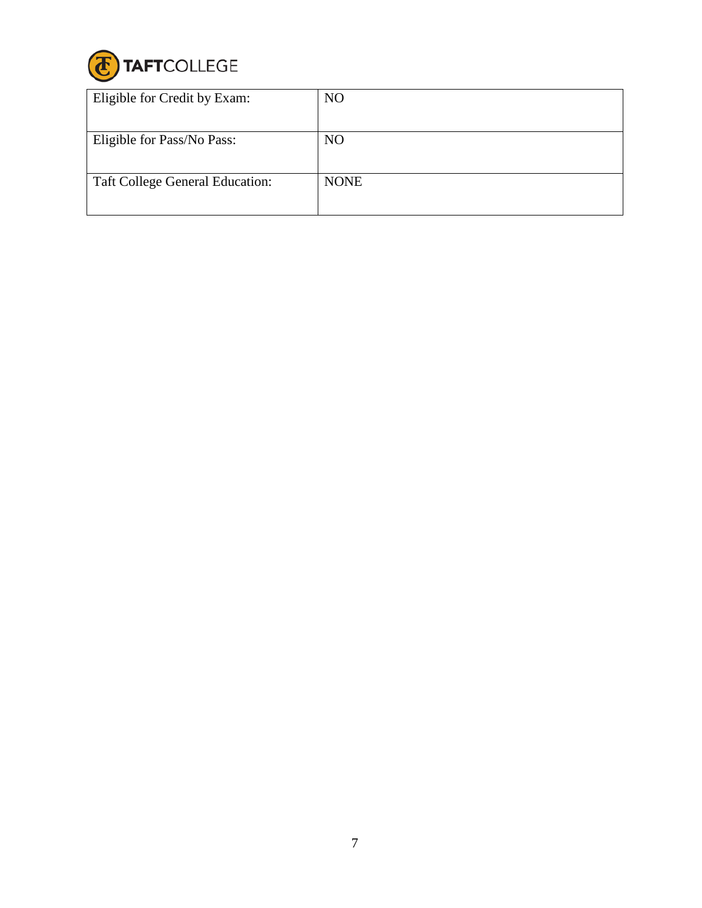| | |
|---|---|
| Eligible for Credit by Exam: | NO |
| Eligible for Pass/No Pass: | NO |
| Taft College General Education: | NONE |